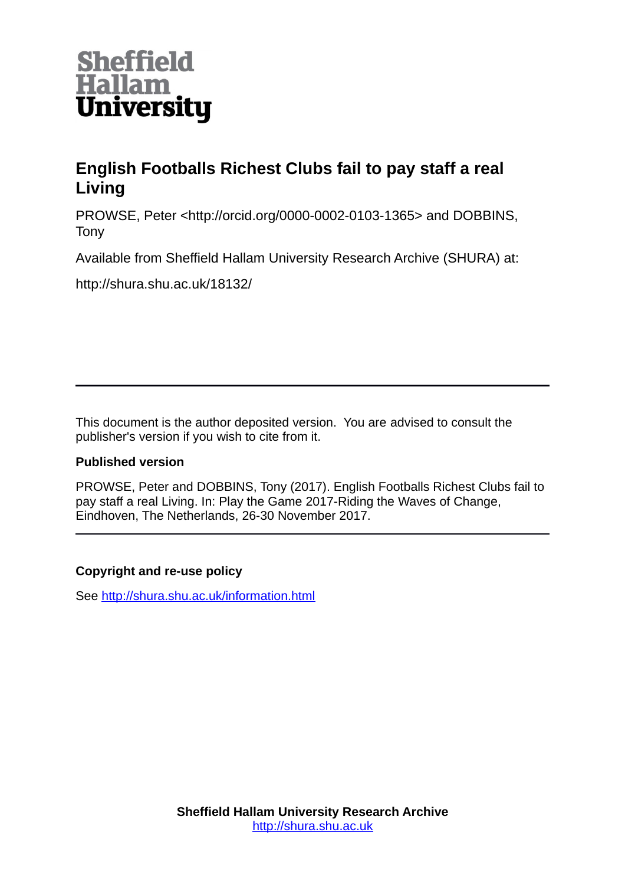Sheffield Hallam University

# English Footballs Richest Clubs fail to pay staff a real Living

PROWSE, Peter <http://orcid.org/0000-0002-0103-1365> and DOBBINS, Tony

Available from Sheffield Hallam University Research Archive (SHURA) at:

http://shura.shu.ac.uk/18132/

---

This document is the author deposited version. You are advised to consult the publisher's version if you wish to cite from it.

**Published version**

PROWSE, Peter and DOBBINS, Tony (2017). English Footballs Richest Clubs fail to pay staff a real Living. In: Play the Game 2017-Riding the Waves of Change, Eindhoven, The Netherlands, 26-30 November 2017.

---

**Copyright and re-use policy**

See http://shura.shu.ac.uk/information.html

**Sheffield Hallam University Research Archive**
http://shura.shu.ac.uk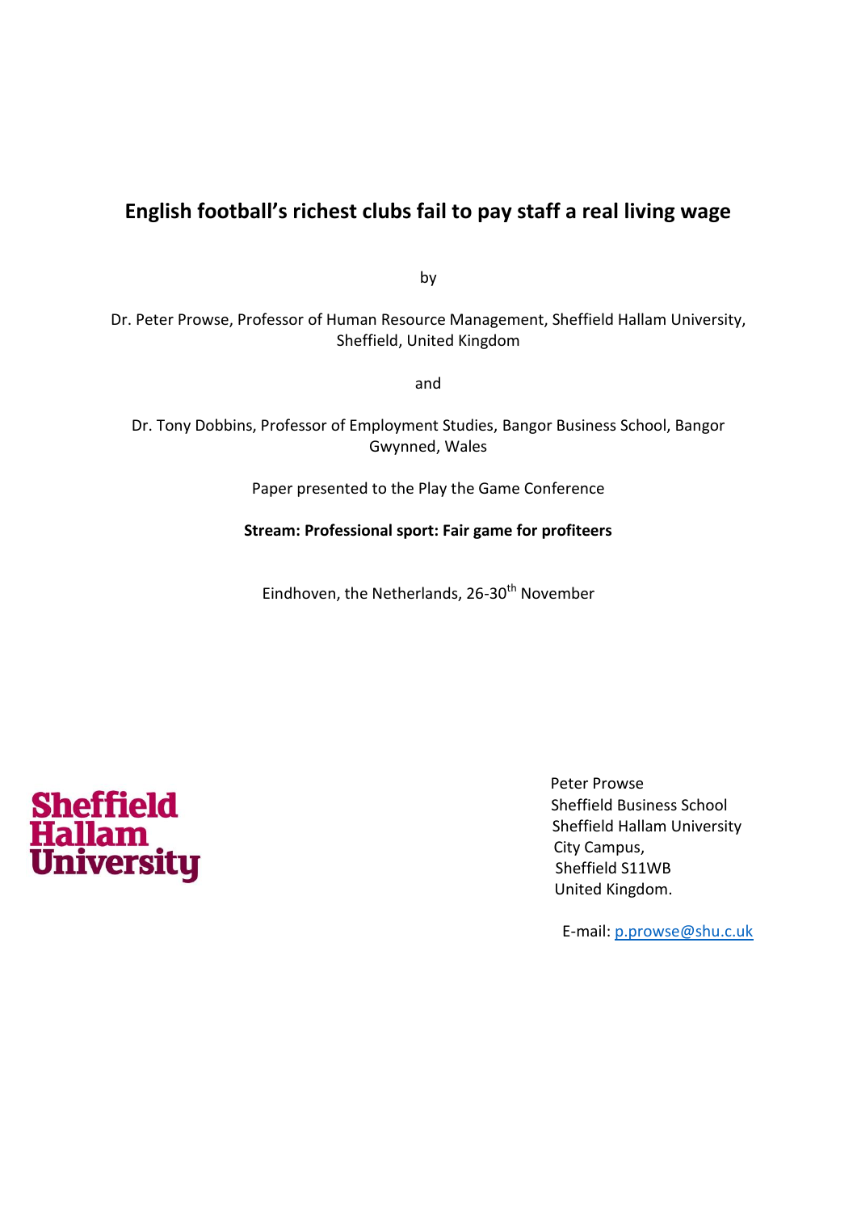# English football's richest clubs fail to pay staff a real living wage

by

Dr. Peter Prowse, Professor of Human Resource Management, Sheffield Hallam University, Sheffield, United Kingdom

and

Dr. Tony Dobbins, Professor of Employment Studies, Bangor Business School, Bangor Gwynned, Wales

Paper presented to the Play the Game Conference

**Stream: Professional sport: Fair game for profiteers**

Eindhoven, the Netherlands, 26-30th November

Sheffield Hallam University

Peter Prowse
Sheffield Business School
Sheffield Hallam University
City Campus,
Sheffield S11WB
United Kingdom.

E-mail: p.prowse@shu.c.uk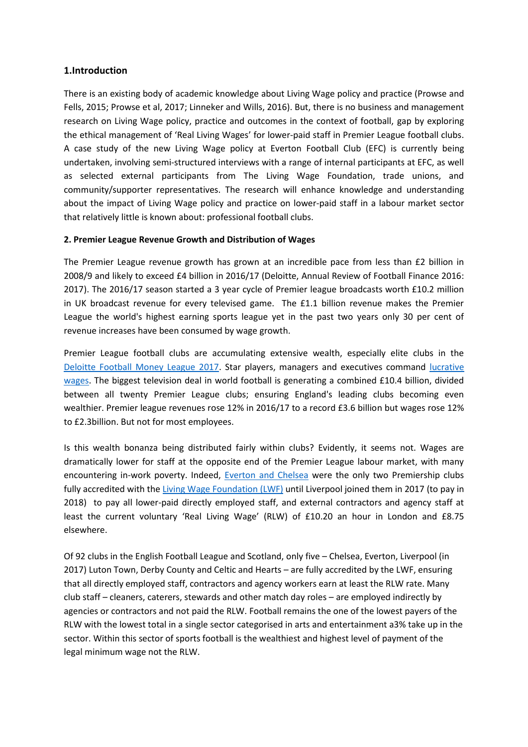### 1.Introduction

There is an existing body of academic knowledge about Living Wage policy and practice (Prowse and Fells, 2015; Prowse et al, 2017; Linneker and Wills, 2016). But, there is no business and management research on Living Wage policy, practice and outcomes in the context of football, gap by exploring the ethical management of 'Real Living Wages' for lower-paid staff in Premier League football clubs. A case study of the new Living Wage policy at Everton Football Club (EFC) is currently being undertaken, involving semi-structured interviews with a range of internal participants at EFC, as well as selected external participants from The Living Wage Foundation, trade unions, and community/supporter representatives. The research will enhance knowledge and understanding about the impact of Living Wage policy and practice on lower-paid staff in a labour market sector that relatively little is known about: professional football clubs.

### 2. Premier League Revenue Growth and Distribution of Wages

The Premier League revenue growth has grown at an incredible pace from less than £2 billion in 2008/9 and likely to exceed £4 billion in 2016/17 (Deloitte, Annual Review of Football Finance 2016: 2017). The 2016/17 season started a 3 year cycle of Premier league broadcasts worth £10.2 million in UK broadcast revenue for every televised game. The £1.1 billion revenue makes the Premier League the world's highest earning sports league yet in the past two years only 30 per cent of revenue increases have been consumed by wage growth.

Premier League football clubs are accumulating extensive wealth, especially elite clubs in the Deloitte Football Money League 2017. Star players, managers and executives command lucrative wages. The biggest television deal in world football is generating a combined £10.4 billion, divided between all twenty Premier League clubs; ensuring England's leading clubs becoming even wealthier. Premier league revenues rose 12% in 2016/17 to a record £3.6 billion but wages rose 12% to £2.3billion. But not for most employees.

Is this wealth bonanza being distributed fairly within clubs? Evidently, it seems not. Wages are dramatically lower for staff at the opposite end of the Premier League labour market, with many encountering in-work poverty. Indeed, Everton and Chelsea were the only two Premiership clubs fully accredited with the Living Wage Foundation (LWF) until Liverpool joined them in 2017 (to pay in 2018) to pay all lower-paid directly employed staff, and external contractors and agency staff at least the current voluntary 'Real Living Wage' (RLW) of £10.20 an hour in London and £8.75 elsewhere.

Of 92 clubs in the English Football League and Scotland, only five – Chelsea, Everton, Liverpool (in 2017) Luton Town, Derby County and Celtic and Hearts – are fully accredited by the LWF, ensuring that all directly employed staff, contractors and agency workers earn at least the RLW rate. Many club staff – cleaners, caterers, stewards and other match day roles – are employed indirectly by agencies or contractors and not paid the RLW. Football remains the one of the lowest payers of the RLW with the lowest total in a single sector categorised in arts and entertainment a3% take up in the sector. Within this sector of sports football is the wealthiest and highest level of payment of the legal minimum wage not the RLW.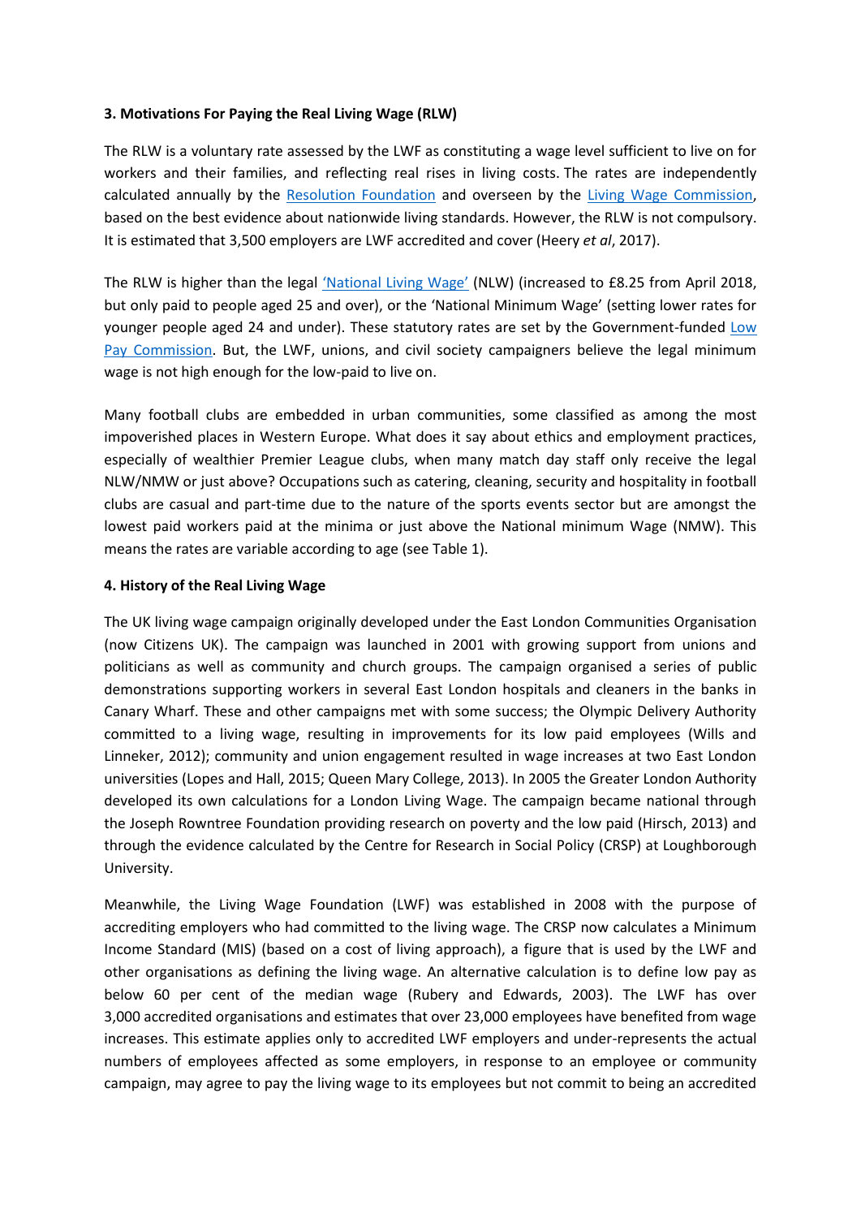**3. Motivations For Paying the Real Living Wage (RLW)**

The RLW is a voluntary rate assessed by the LWF as constituting a wage level sufficient to live on for workers and their families, and reflecting real rises in living costs. The rates are independently calculated annually by the Resolution Foundation and overseen by the Living Wage Commission, based on the best evidence about nationwide living standards. However, the RLW is not compulsory. It is estimated that 3,500 employers are LWF accredited and cover (Heery *et al*, 2017).

The RLW is higher than the legal 'National Living Wage' (NLW) (increased to £8.25 from April 2018, but only paid to people aged 25 and over), or the 'National Minimum Wage' (setting lower rates for younger people aged 24 and under). These statutory rates are set by the Government-funded Low Pay Commission. But, the LWF, unions, and civil society campaigners believe the legal minimum wage is not high enough for the low-paid to live on.

Many football clubs are embedded in urban communities, some classified as among the most impoverished places in Western Europe. What does it say about ethics and employment practices, especially of wealthier Premier League clubs, when many match day staff only receive the legal NLW/NMW or just above? Occupations such as catering, cleaning, security and hospitality in football clubs are casual and part-time due to the nature of the sports events sector but are amongst the lowest paid workers paid at the minima or just above the National minimum Wage (NMW). This means the rates are variable according to age (see Table 1).

**4. History of the Real Living Wage**

The UK living wage campaign originally developed under the East London Communities Organisation (now Citizens UK). The campaign was launched in 2001 with growing support from unions and politicians as well as community and church groups. The campaign organised a series of public demonstrations supporting workers in several East London hospitals and cleaners in the banks in Canary Wharf. These and other campaigns met with some success; the Olympic Delivery Authority committed to a living wage, resulting in improvements for its low paid employees (Wills and Linneker, 2012); community and union engagement resulted in wage increases at two East London universities (Lopes and Hall, 2015; Queen Mary College, 2013). In 2005 the Greater London Authority developed its own calculations for a London Living Wage. The campaign became national through the Joseph Rowntree Foundation providing research on poverty and the low paid (Hirsch, 2013) and through the evidence calculated by the Centre for Research in Social Policy (CRSP) at Loughborough University.

Meanwhile, the Living Wage Foundation (LWF) was established in 2008 with the purpose of accrediting employers who had committed to the living wage. The CRSP now calculates a Minimum Income Standard (MIS) (based on a cost of living approach), a figure that is used by the LWF and other organisations as defining the living wage. An alternative calculation is to define low pay as below 60 per cent of the median wage (Rubery and Edwards, 2003). The LWF has over 3,000 accredited organisations and estimates that over 23,000 employees have benefited from wage increases. This estimate applies only to accredited LWF employers and under-represents the actual numbers of employees affected as some employers, in response to an employee or community campaign, may agree to pay the living wage to its employees but not commit to being an accredited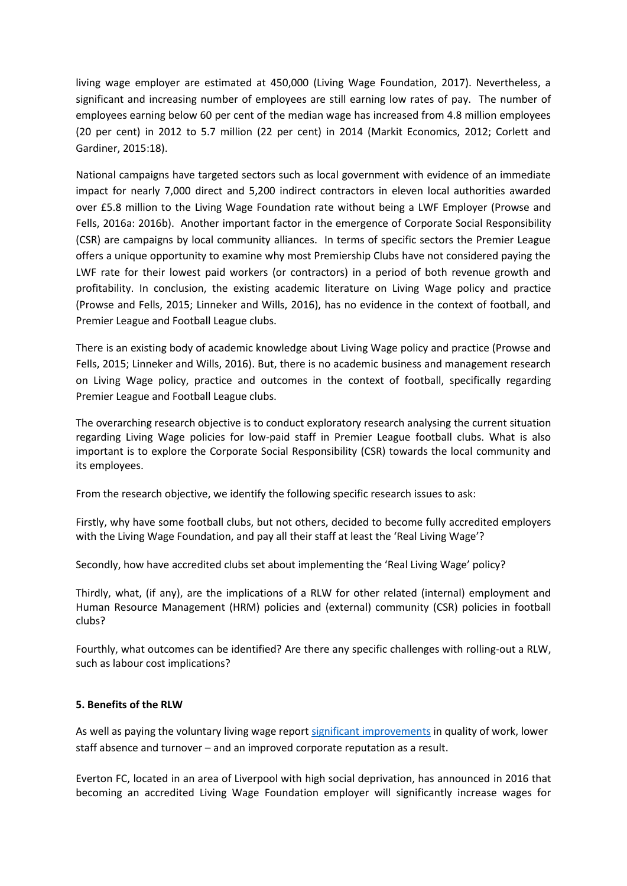living wage employer are estimated at 450,000 (Living Wage Foundation, 2017). Nevertheless, a significant and increasing number of employees are still earning low rates of pay. The number of employees earning below 60 per cent of the median wage has increased from 4.8 million employees (20 per cent) in 2012 to 5.7 million (22 per cent) in 2014 (Markit Economics, 2012; Corlett and Gardiner, 2015:18).

National campaigns have targeted sectors such as local government with evidence of an immediate impact for nearly 7,000 direct and 5,200 indirect contractors in eleven local authorities awarded over £5.8 million to the Living Wage Foundation rate without being a LWF Employer (Prowse and Fells, 2016a: 2016b). Another important factor in the emergence of Corporate Social Responsibility (CSR) are campaigns by local community alliances. In terms of specific sectors the Premier League offers a unique opportunity to examine why most Premiership Clubs have not considered paying the LWF rate for their lowest paid workers (or contractors) in a period of both revenue growth and profitability. In conclusion, the existing academic literature on Living Wage policy and practice (Prowse and Fells, 2015; Linneker and Wills, 2016), has no evidence in the context of football, and Premier League and Football League clubs.

There is an existing body of academic knowledge about Living Wage policy and practice (Prowse and Fells, 2015; Linneker and Wills, 2016). But, there is no academic business and management research on Living Wage policy, practice and outcomes in the context of football, specifically regarding Premier League and Football League clubs.

The overarching research objective is to conduct exploratory research analysing the current situation regarding Living Wage policies for low-paid staff in Premier League football clubs. What is also important is to explore the Corporate Social Responsibility (CSR) towards the local community and its employees.

From the research objective, we identify the following specific research issues to ask:

Firstly, why have some football clubs, but not others, decided to become fully accredited employers with the Living Wage Foundation, and pay all their staff at least the 'Real Living Wage'?

Secondly, how have accredited clubs set about implementing the 'Real Living Wage' policy?

Thirdly, what, (if any), are the implications of a RLW for other related (internal) employment and Human Resource Management (HRM) policies and (external) community (CSR) policies in football clubs?

Fourthly, what outcomes can be identified? Are there any specific challenges with rolling-out a RLW, such as labour cost implications?

**5. Benefits of the RLW**

As well as paying the voluntary living wage report significant improvements in quality of work, lower staff absence and turnover – and an improved corporate reputation as a result.

Everton FC, located in an area of Liverpool with high social deprivation, has announced in 2016 that becoming an accredited Living Wage Foundation employer will significantly increase wages for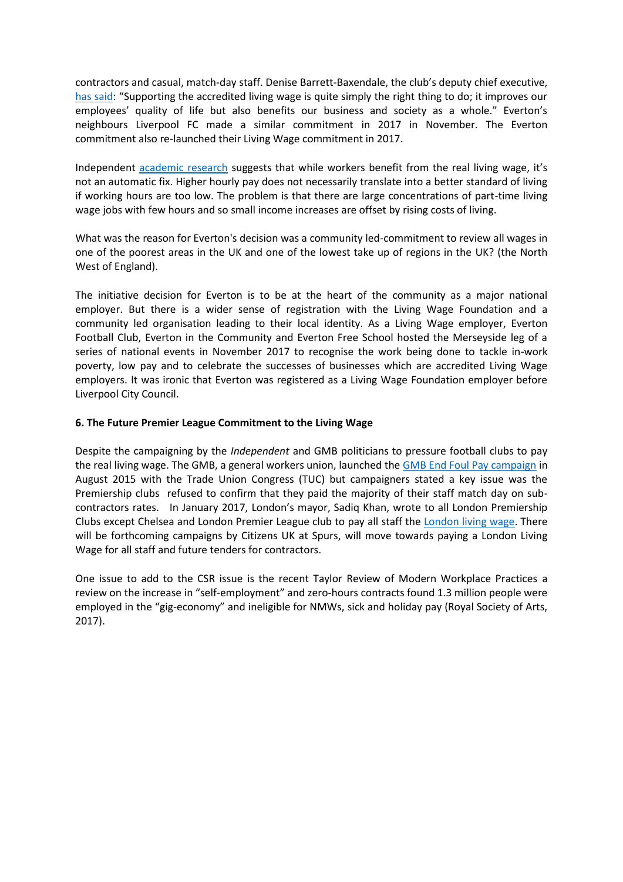contractors and casual, match-day staff. Denise Barrett-Baxendale, the club's deputy chief executive, has said: "Supporting the accredited living wage is quite simply the right thing to do; it improves our employees' quality of life but also benefits our business and society as a whole." Everton's neighbours Liverpool FC made a similar commitment in 2017 in November. The Everton commitment also re-launched their Living Wage commitment in 2017.

Independent academic research suggests that while workers benefit from the real living wage, it's not an automatic fix. Higher hourly pay does not necessarily translate into a better standard of living if working hours are too low. The problem is that there are large concentrations of part-time living wage jobs with few hours and so small income increases are offset by rising costs of living.

What was the reason for Everton's decision was a community led-commitment to review all wages in one of the poorest areas in the UK and one of the lowest take up of regions in the UK? (the North West of England).

The initiative decision for Everton is to be at the heart of the community as a major national employer. But there is a wider sense of registration with the Living Wage Foundation and a community led organisation leading to their local identity. As a Living Wage employer, Everton Football Club, Everton in the Community and Everton Free School hosted the Merseyside leg of a series of national events in November 2017 to recognise the work being done to tackle in-work poverty, low pay and to celebrate the successes of businesses which are accredited Living Wage employers. It was ironic that Everton was registered as a Living Wage Foundation employer before Liverpool City Council.

### 6. The Future Premier League Commitment to the Living Wage

Despite the campaigning by the *Independent* and GMB politicians to pressure football clubs to pay the real living wage. The GMB, a general workers union, launched the GMB End Foul Pay campaign in August 2015 with the Trade Union Congress (TUC) but campaigners stated a key issue was the Premiership clubs refused to confirm that they paid the majority of their staff match day on sub-contractors rates. In January 2017, London's mayor, Sadiq Khan, wrote to all London Premiership Clubs except Chelsea and London Premier League club to pay all staff the London living wage. There will be forthcoming campaigns by Citizens UK at Spurs, will move towards paying a London Living Wage for all staff and future tenders for contractors.

One issue to add to the CSR issue is the recent Taylor Review of Modern Workplace Practices a review on the increase in "self-employment" and zero-hours contracts found 1.3 million people were employed in the "gig-economy" and ineligible for NMWs, sick and holiday pay (Royal Society of Arts, 2017).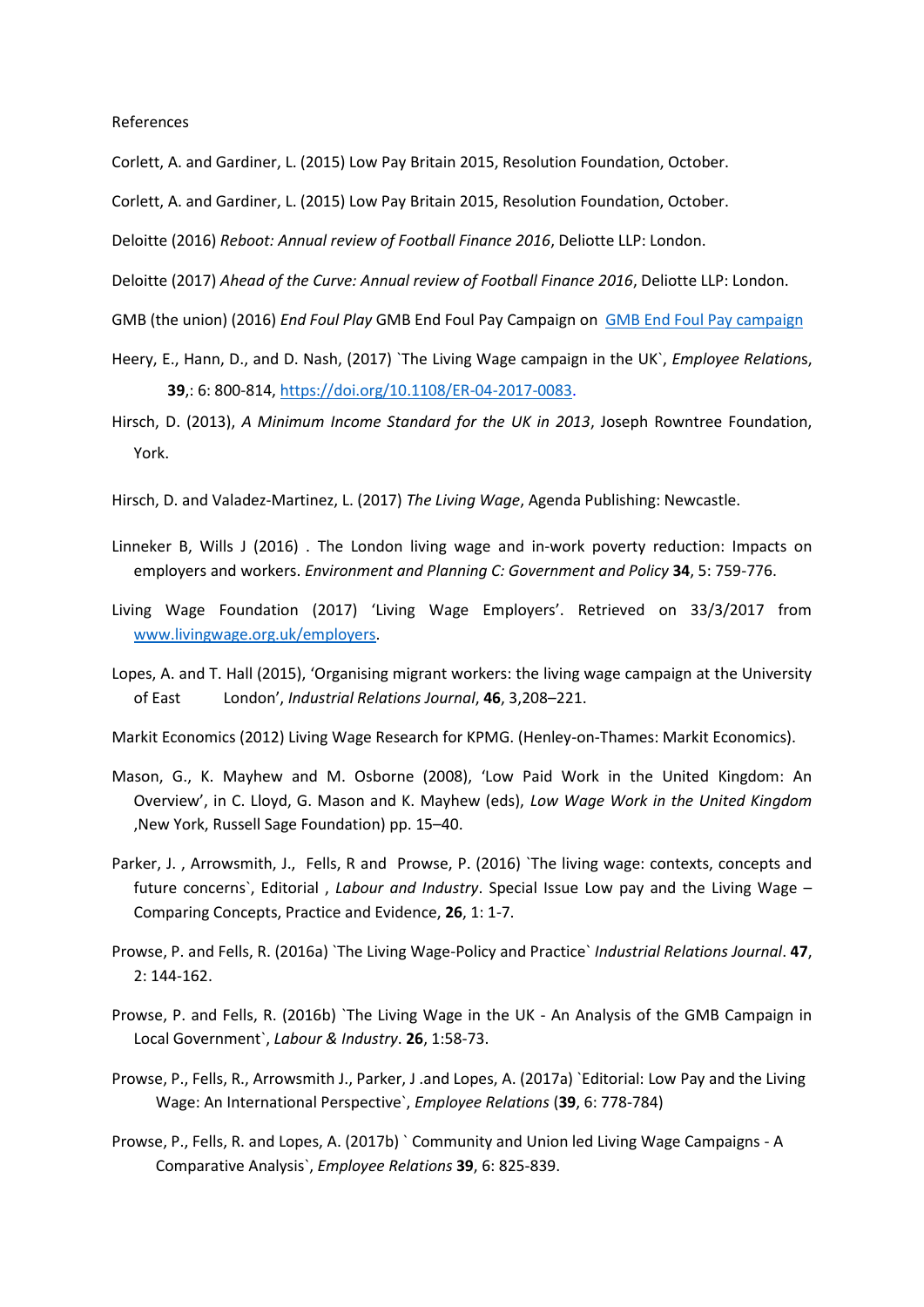References

Corlett, A. and Gardiner, L. (2015) Low Pay Britain 2015, Resolution Foundation, October.

Corlett, A. and Gardiner, L. (2015) Low Pay Britain 2015, Resolution Foundation, October.

Deloitte (2016) *Reboot: Annual review of Football Finance 2016*, Deloitte LLP: London.

Deloitte (2017) *Ahead of the Curve: Annual review of Football Finance 2016*, Deloitte LLP: London.

GMB (the union) (2016) *End Foul Play* GMB End Foul Pay Campaign on [GMB End Foul Pay campaign]

Heery, E., Hann, D., and D. Nash, (2017) `The Living Wage campaign in the UK`, *Employee Relations*, **39**,: 6: 800-814, https://doi.org/10.1108/ER-04-2017-0083.

Hirsch, D. (2013), *A Minimum Income Standard for the UK in 2013*, Joseph Rowntree Foundation, York.

Hirsch, D. and Valadez-Martinez, L. (2017) *The Living Wage*, Agenda Publishing: Newcastle.

Linneker B, Wills J (2016) . The London living wage and in-work poverty reduction: Impacts on employers and workers. *Environment and Planning C: Government and Policy* **34**, 5: 759-776.

Living Wage Foundation (2017) 'Living Wage Employers'. Retrieved on 33/3/2017 from www.livingwage.org.uk/employers.

Lopes, A. and T. Hall (2015), 'Organising migrant workers: the living wage campaign at the University of East London', *Industrial Relations Journal*, **46**, 3,208–221.

Markit Economics (2012) Living Wage Research for KPMG. (Henley-on-Thames: Markit Economics).

Mason, G., K. Mayhew and M. Osborne (2008), 'Low Paid Work in the United Kingdom: An Overview', in C. Lloyd, G. Mason and K. Mayhew (eds), *Low Wage Work in the United Kingdom* ,New York, Russell Sage Foundation) pp. 15–40.

Parker, J. , Arrowsmith, J., Fells, R and Prowse, P. (2016) `The living wage: contexts, concepts and future concerns`, Editorial , *Labour and Industry*. Special Issue Low pay and the Living Wage – Comparing Concepts, Practice and Evidence, **26**, 1: 1-7.

Prowse, P. and Fells, R. (2016a) `The Living Wage-Policy and Practice` *Industrial Relations Journal*. **47**, 2: 144-162.

Prowse, P. and Fells, R. (2016b) `The Living Wage in the UK - An Analysis of the GMB Campaign in Local Government`, *Labour & Industry*. **26**, 1:58-73.

Prowse, P., Fells, R., Arrowsmith J., Parker, J .and Lopes, A. (2017a) `Editorial: Low Pay and the Living Wage: An International Perspective`, *Employee Relations* (**39**, 6: 778-784)

Prowse, P., Fells, R. and Lopes, A. (2017b) ` Community and Union led Living Wage Campaigns - A Comparative Analysis`, *Employee Relations* **39**, 6: 825-839.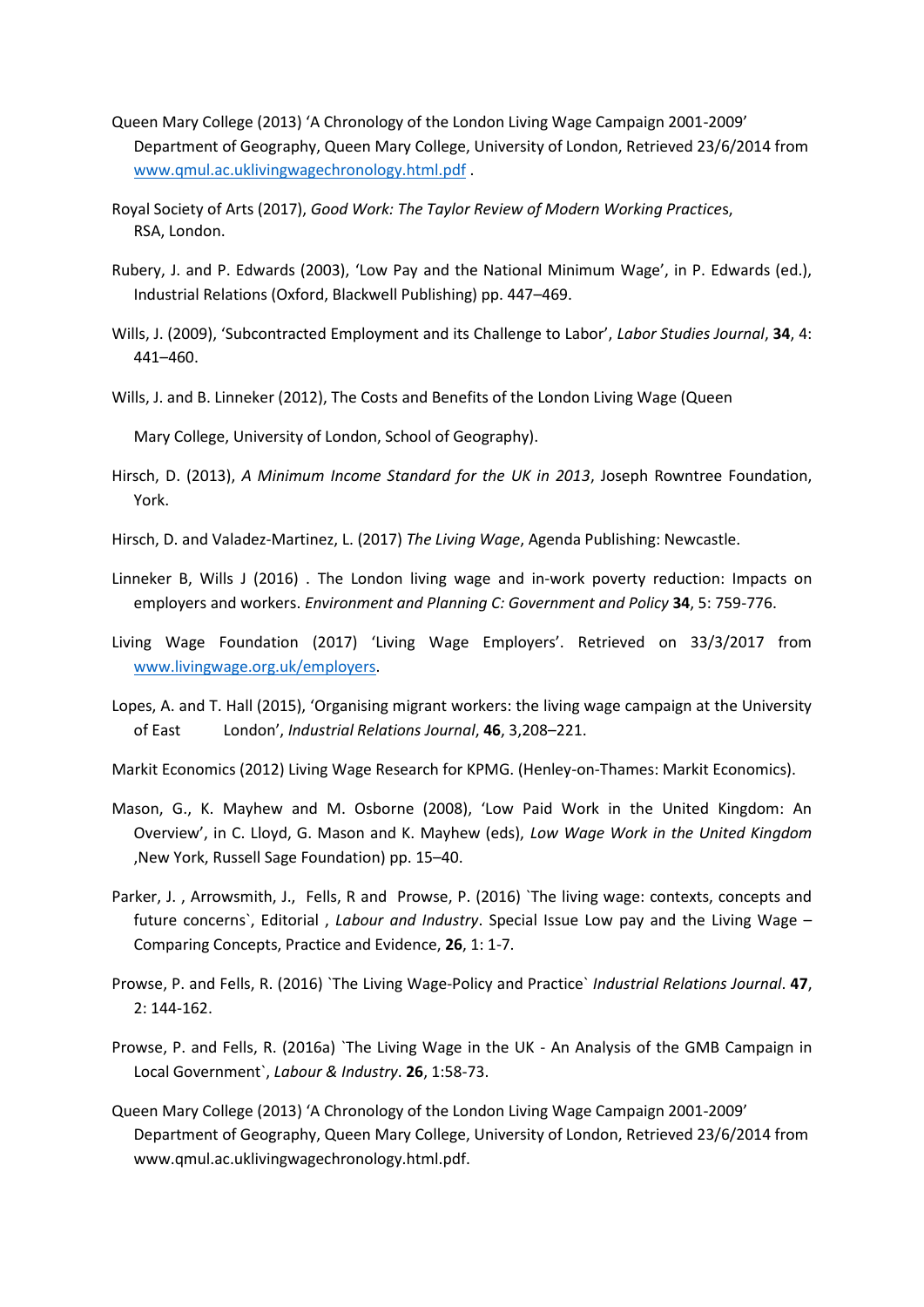Queen Mary College (2013) 'A Chronology of the London Living Wage Campaign 2001-2009' Department of Geography, Queen Mary College, University of London, Retrieved 23/6/2014 from [www.qmul.ac.uklivingwagechronology.html.pdf](www.qmul.ac.uklivingwagechronology.html.pdf) .

Royal Society of Arts (2017), *Good Work: The Taylor Review of Modern Working Practice*s, RSA, London.

Rubery, J. and P. Edwards (2003), 'Low Pay and the National Minimum Wage', in P. Edwards (ed.), Industrial Relations (Oxford, Blackwell Publishing) pp. 447–469.

Wills, J. (2009), 'Subcontracted Employment and its Challenge to Labor', *Labor Studies Journal*, **34**, 4: 441–460.

Wills, J. and B. Linneker (2012), The Costs and Benefits of the London Living Wage (Queen

Mary College, University of London, School of Geography).

Hirsch, D. (2013), *A Minimum Income Standard for the UK in 2013*, Joseph Rowntree Foundation, York.

Hirsch, D. and Valadez-Martinez, L. (2017) *The Living Wage*, Agenda Publishing: Newcastle.

Linneker B, Wills J (2016) . The London living wage and in-work poverty reduction: Impacts on employers and workers. *Environment and Planning C: Government and Policy* **34**, 5: 759-776.

Living Wage Foundation (2017) 'Living Wage Employers'. Retrieved on 33/3/2017 from [www.livingwage.org.uk/employers](www.livingwage.org.uk/employers).

Lopes, A. and T. Hall (2015), 'Organising migrant workers: the living wage campaign at the University of East London', *Industrial Relations Journal*, **46**, 3,208–221.

Markit Economics (2012) Living Wage Research for KPMG. (Henley-on-Thames: Markit Economics).

Mason, G., K. Mayhew and M. Osborne (2008), 'Low Paid Work in the United Kingdom: An Overview', in C. Lloyd, G. Mason and K. Mayhew (eds), *Low Wage Work in the United Kingdom* ,New York, Russell Sage Foundation) pp. 15–40.

Parker, J. , Arrowsmith, J., Fells, R and Prowse, P. (2016) `The living wage: contexts, concepts and future concerns`, Editorial , *Labour and Industry*. Special Issue Low pay and the Living Wage – Comparing Concepts, Practice and Evidence, **26**, 1: 1-7.

Prowse, P. and Fells, R. (2016) `The Living Wage-Policy and Practice` *Industrial Relations Journal*. **47**, 2: 144-162.

Prowse, P. and Fells, R. (2016a) `The Living Wage in the UK - An Analysis of the GMB Campaign in Local Government`, *Labour & Industry*. **26**, 1:58-73.

Queen Mary College (2013) 'A Chronology of the London Living Wage Campaign 2001-2009' Department of Geography, Queen Mary College, University of London, Retrieved 23/6/2014 from www.qmul.ac.uklivingwagechronology.html.pdf.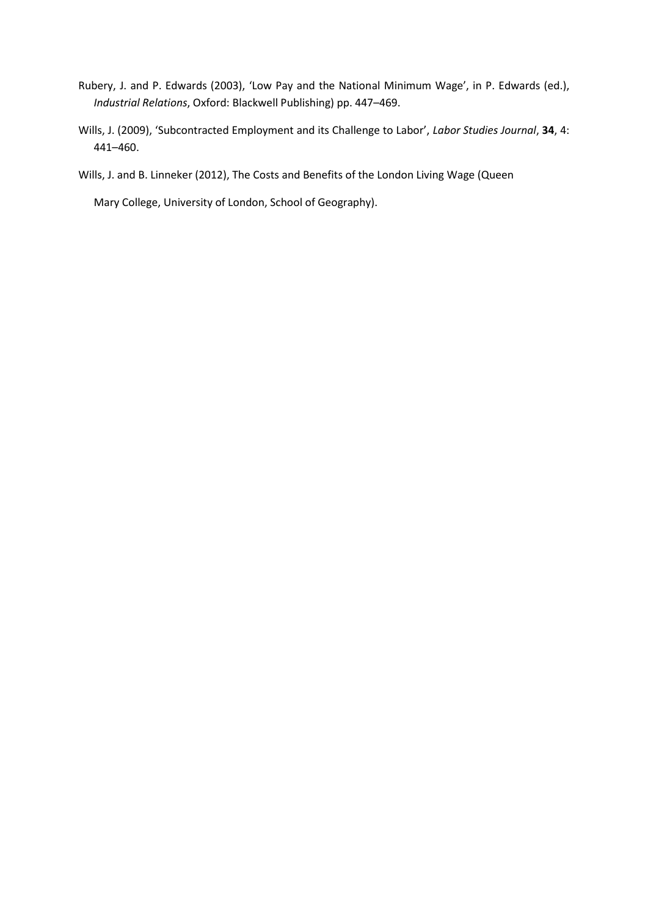Rubery, J. and P. Edwards (2003), 'Low Pay and the National Minimum Wage', in P. Edwards (ed.), *Industrial Relations*, Oxford: Blackwell Publishing) pp. 447–469.

Wills, J. (2009), 'Subcontracted Employment and its Challenge to Labor', *Labor Studies Journal*, **34**, 4: 441–460.

Wills, J. and B. Linneker (2012), The Costs and Benefits of the London Living Wage (Queen Mary College, University of London, School of Geography).